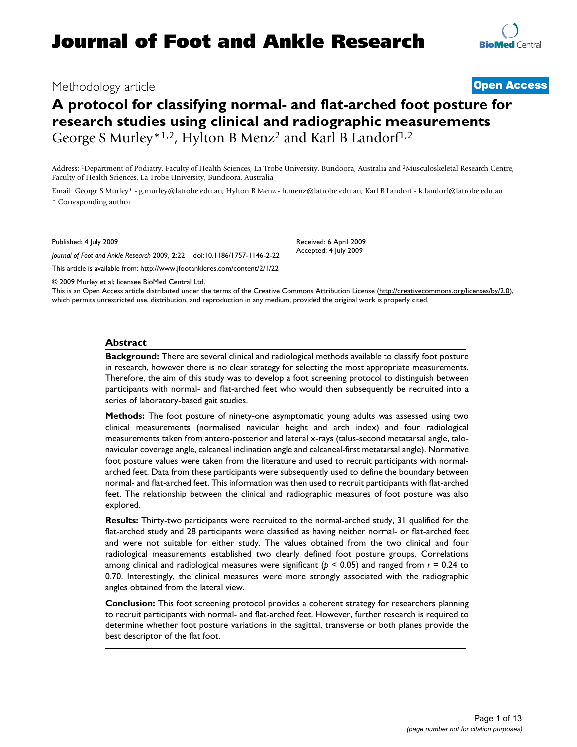# Journal of Foot and Ankle Research

Methodology article

**Open Access**

## A protocol for classifying normal- and flat-arched foot posture for research studies using clinical and radiographic measurements

George S Murley*[1,2], Hylton B Menz[2] and Karl B Landorf[1,2]

Address: [1]Department of Podiatry, Faculty of Health Sciences, La Trobe University, Bundoora, Australia and [2]Musculoskeletal Research Centre, Faculty of Health Sciences, La Trobe University, Bundoora, Australia

Email: George S Murley* - g.murley@latrobe.edu.au; Hylton B Menz - h.menz@latrobe.edu.au; Karl B Landorf - k.landorf@latrobe.edu.au

\* Corresponding author

Published: 4 July 2009

*Journal of Foot and Ankle Research* 2009, **2**:22 doi:10.1186/1757-1146-2-22

Received: 6 April 2009
Accepted: 4 July 2009

This article is available from: http://www.jfootankleres.com/content/2/1/22

© 2009 Murley et al; licensee BioMed Central Ltd.

This is an Open Access article distributed under the terms of the Creative Commons Attribution License (http://creativecommons.org/licenses/by/2.0), which permits unrestricted use, distribution, and reproduction in any medium, provided the original work is properly cited.

### Abstract

**Background:** There are several clinical and radiological methods available to classify foot posture in research, however there is no clear strategy for selecting the most appropriate measurements. Therefore, the aim of this study was to develop a foot screening protocol to distinguish between participants with normal- and flat-arched feet who would then subsequently be recruited into a series of laboratory-based gait studies.

**Methods:** The foot posture of ninety-one asymptomatic young adults was assessed using two clinical measurements (normalised navicular height and arch index) and four radiological measurements taken from antero-posterior and lateral x-rays (talus-second metatarsal angle, talo-navicular coverage angle, calcaneal inclination angle and calcaneal-first metatarsal angle). Normative foot posture values were taken from the literature and used to recruit participants with normal-arched feet. Data from these participants were subsequently used to define the boundary between normal- and flat-arched feet. This information was then used to recruit participants with flat-arched feet. The relationship between the clinical and radiographic measures of foot posture was also explored.

**Results:** Thirty-two participants were recruited to the normal-arched study, 31 qualified for the flat-arched study and 28 participants were classified as having neither normal- or flat-arched feet and were not suitable for either study. The values obtained from the two clinical and four radiological measurements established two clearly defined foot posture groups. Correlations among clinical and radiological measures were significant ($p < 0.05$) and ranged from $r = 0.24$ to 0.70. Interestingly, the clinical measures were more strongly associated with the radiographic angles obtained from the lateral view.

**Conclusion:** This foot screening protocol provides a coherent strategy for researchers planning to recruit participants with normal- and flat-arched feet. However, further research is required to determine whether foot posture variations in the sagittal, transverse or both planes provide the best descriptor of the flat foot.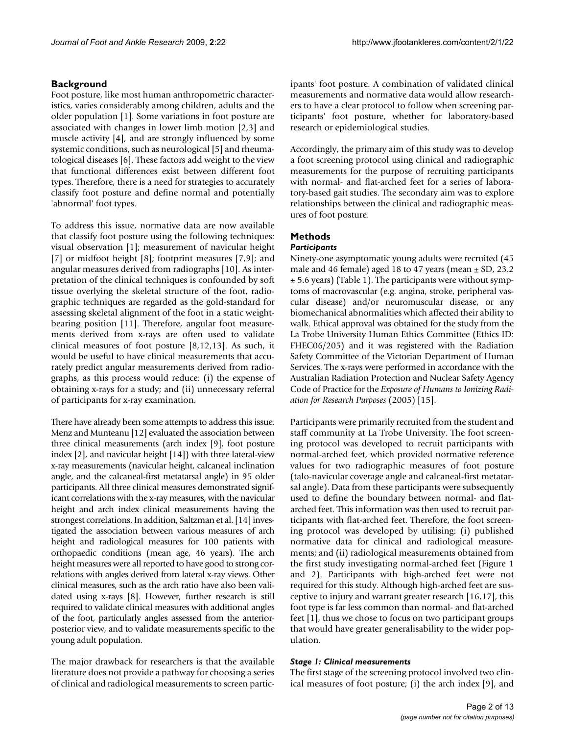## Background

Foot posture, like most human anthropometric characteristics, varies considerably among children, adults and the older population [1]. Some variations in foot posture are associated with changes in lower limb motion [2,3] and muscle activity [4], and are strongly influenced by some systemic conditions, such as neurological [5] and rheumatological diseases [6]. These factors add weight to the view that functional differences exist between different foot types. Therefore, there is a need for strategies to accurately classify foot posture and define normal and potentially 'abnormal' foot types.

To address this issue, normative data are now available that classify foot posture using the following techniques: visual observation [1]; measurement of navicular height [7] or midfoot height [8]; footprint measures [7,9]; and angular measures derived from radiographs [10]. As interpretation of the clinical techniques is confounded by soft tissue overlying the skeletal structure of the foot, radiographic techniques are regarded as the gold-standard for assessing skeletal alignment of the foot in a static weight-bearing position [11]. Therefore, angular foot measurements derived from x-rays are often used to validate clinical measures of foot posture [8,12,13]. As such, it would be useful to have clinical measurements that accurately predict angular measurements derived from radiographs, as this process would reduce: (i) the expense of obtaining x-rays for a study; and (ii) unnecessary referral of participants for x-ray examination.

There have already been some attempts to address this issue. Menz and Munteanu [12] evaluated the association between three clinical measurements (arch index [9], foot posture index [2], and navicular height [14]) with three lateral-view x-ray measurements (navicular height, calcaneal inclination angle, and the calcaneal-first metatarsal angle) in 95 older participants. All three clinical measures demonstrated significant correlations with the x-ray measures, with the navicular height and arch index clinical measurements having the strongest correlations. In addition, Saltzman et al. [14] investigated the association between various measures of arch height and radiological measures for 100 patients with orthopaedic conditions (mean age, 46 years). The arch height measures were all reported to have good to strong correlations with angles derived from lateral x-ray views. Other clinical measures, such as the arch ratio have also been validated using x-rays [8]. However, further research is still required to validate clinical measures with additional angles of the foot, particularly angles assessed from the anterior-posterior view, and to validate measurements specific to the young adult population.

The major drawback for researchers is that the available literature does not provide a pathway for choosing a series of clinical and radiological measurements to screen participants' foot posture. A combination of validated clinical measurements and normative data would allow researchers to have a clear protocol to follow when screening participants' foot posture, whether for laboratory-based research or epidemiological studies.

Accordingly, the primary aim of this study was to develop a foot screening protocol using clinical and radiographic measurements for the purpose of recruiting participants with normal- and flat-arched feet for a series of laboratory-based gait studies. The secondary aim was to explore relationships between the clinical and radiographic measures of foot posture.

## Methods

### *Participants*

Ninety-one asymptomatic young adults were recruited (45 male and 46 female) aged 18 to 47 years (mean ± SD, 23.2 ± 5.6 years) (Table 1). The participants were without symptoms of macrovascular (e.g. angina, stroke, peripheral vascular disease) and/or neuromuscular disease, or any biomechanical abnormalities which affected their ability to walk. Ethical approval was obtained for the study from the La Trobe University Human Ethics Committee (Ethics ID: FHEC06/205) and it was registered with the Radiation Safety Committee of the Victorian Department of Human Services. The x-rays were performed in accordance with the Australian Radiation Protection and Nuclear Safety Agency Code of Practice for the *Exposure of Humans to Ionizing Radiation for Research Purposes* (2005) [15].

Participants were primarily recruited from the student and staff community at La Trobe University. The foot screening protocol was developed to recruit participants with normal-arched feet, which provided normative reference values for two radiographic measures of foot posture (talo-navicular coverage angle and calcaneal-first metatarsal angle). Data from these participants were subsequently used to define the boundary between normal- and flat-arched feet. This information was then used to recruit participants with flat-arched feet. Therefore, the foot screening protocol was developed by utilising: (i) published normative data for clinical and radiological measurements; and (ii) radiological measurements obtained from the first study investigating normal-arched feet (Figure 1 and 2). Participants with high-arched feet were not required for this study. Although high-arched feet are susceptive to injury and warrant greater research [16,17], this foot type is far less common than normal- and flat-arched feet [1], thus we chose to focus on two participant groups that would have greater generalisability to the wider population.

### *Stage 1: Clinical measurements*

The first stage of the screening protocol involved two clinical measures of foot posture; (i) the arch index [9], and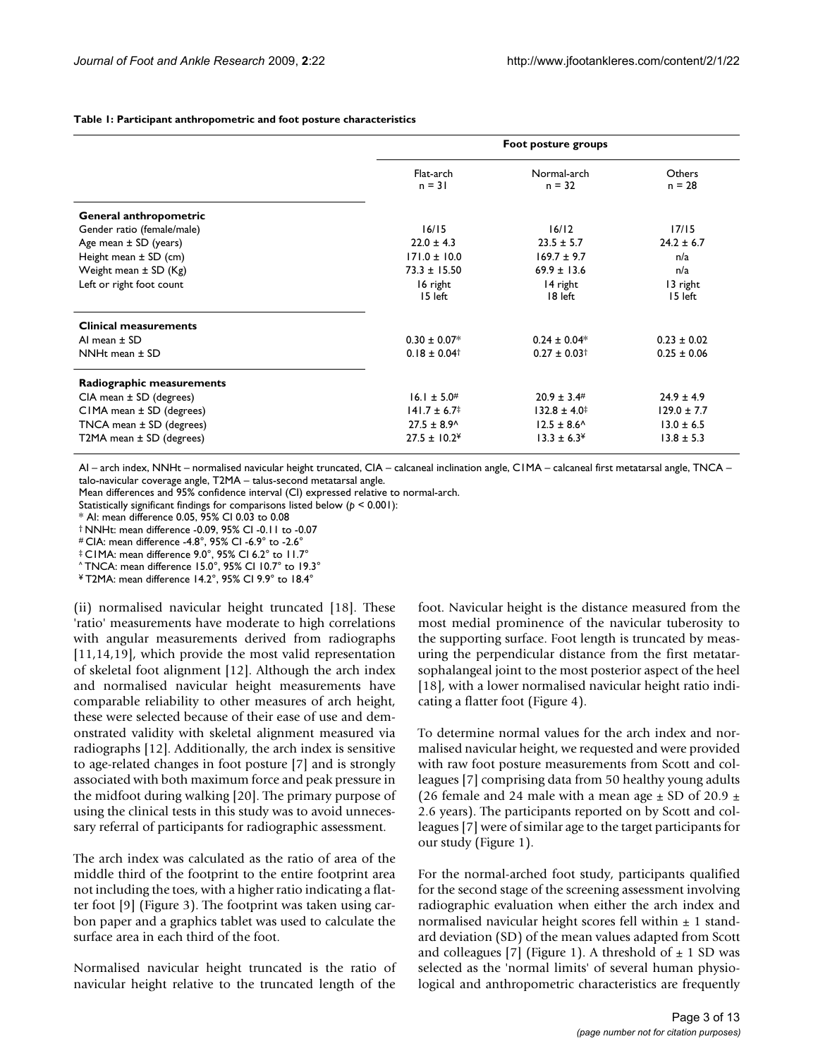**Table 1: Participant anthropometric and foot posture characteristics**

| | Foot posture groups | | |
|---|---|---|---|
| | Flat-arch n = 31 | Normal-arch n = 32 | Others n = 28 |
| **General anthropometric** | | | |
| Gender ratio (female/male) | 16/15 | 16/12 | 17/15 |
| Age mean ± SD (years) | 22.0 ± 4.3 | 23.5 ± 5.7 | 24.2 ± 6.7 |
| Height mean ± SD (cm) | 171.0 ± 10.0 | 169.7 ± 9.7 | n/a |
| Weight mean ± SD (Kg) | 73.3 ± 15.50 | 69.9 ± 13.6 | n/a |
| Left or right foot count | 16 right 15 left | 14 right 18 left | 13 right 15 left |
| **Clinical measurements** | | | |
| AI mean ± SD | 0.30 ± 0.07* | 0.24 ± 0.04* | 0.23 ± 0.02 |
| NNHt mean ± SD | 0.18 ± 0.04† | 0.27 ± 0.03† | 0.25 ± 0.06 |
| **Radiographic measurements** | | | |
| CIA mean ± SD (degrees) | 16.1 ± 5.0# | 20.9 ± 3.4# | 24.9 ± 4.9 |
| C1MA mean ± SD (degrees) | 141.7 ± 6.7‡ | 132.8 ± 4.0‡ | 129.0 ± 7.7 |
| TNCA mean ± SD (degrees) | 27.5 ± 8.9^ | 12.5 ± 8.6^ | 13.0 ± 6.5 |
| T2MA mean ± SD (degrees) | 27.5 ± 10.2¥ | 13.3 ± 6.3¥ | 13.8 ± 5.3 |

AI – arch index, NNHt – normalised navicular height truncated, CIA – calcaneal inclination angle, C1MA – calcaneal first metatarsal angle, TNCA – talo-navicular coverage angle, T2MA – talus-second metatarsal angle.
Mean differences and 95% confidence interval (CI) expressed relative to normal-arch.
Statistically significant findings for comparisons listed below ($p < 0.001$):
* AI: mean difference 0.05, 95% CI 0.03 to 0.08
† NNHt: mean difference -0.09, 95% CI -0.11 to -0.07
# CIA: mean difference -4.8°, 95% CI -6.9° to -2.6°
‡ C1MA: mean difference 9.0°, 95% CI 6.2° to 11.7°
^ TNCA: mean difference 15.0°, 95% CI 10.7° to 19.3°
¥ T2MA: mean difference 14.2°, 95% CI 9.9° to 18.4°

(ii) normalised navicular height truncated [18]. These 'ratio' measurements have moderate to high correlations with angular measurements derived from radiographs [11,14,19], which provide the most valid representation of skeletal foot alignment [12]. Although the arch index and normalised navicular height measurements have comparable reliability to other measures of arch height, these were selected because of their ease of use and demonstrated validity with skeletal alignment measured via radiographs [12]. Additionally, the arch index is sensitive to age-related changes in foot posture [7] and is strongly associated with both maximum force and peak pressure in the midfoot during walking [20]. The primary purpose of using the clinical tests in this study was to avoid unnecessary referral of participants for radiographic assessment.

The arch index was calculated as the ratio of area of the middle third of the footprint to the entire footprint area not including the toes, with a higher ratio indicating a flatter foot [9] (Figure 3). The footprint was taken using carbon paper and a graphics tablet was used to calculate the surface area in each third of the foot.

Normalised navicular height truncated is the ratio of navicular height relative to the truncated length of the foot. Navicular height is the distance measured from the most medial prominence of the navicular tuberosity to the supporting surface. Foot length is truncated by measuring the perpendicular distance from the first metatarsophalangeal joint to the most posterior aspect of the heel [18], with a lower normalised navicular height ratio indicating a flatter foot (Figure 4).

To determine normal values for the arch index and normalised navicular height, we requested and were provided with raw foot posture measurements from Scott and colleagues [7] comprising data from 50 healthy young adults (26 female and 24 male with a mean age ± SD of 20.9 ± 2.6 years). The participants reported on by Scott and colleagues [7] were of similar age to the target participants for our study (Figure 1).

For the normal-arched foot study, participants qualified for the second stage of the screening assessment involving radiographic evaluation when either the arch index and normalised navicular height scores fell within ± 1 standard deviation (SD) of the mean values adapted from Scott and colleagues [7] (Figure 1). A threshold of ± 1 SD was selected as the 'normal limits' of several human physiological and anthropometric characteristics are frequently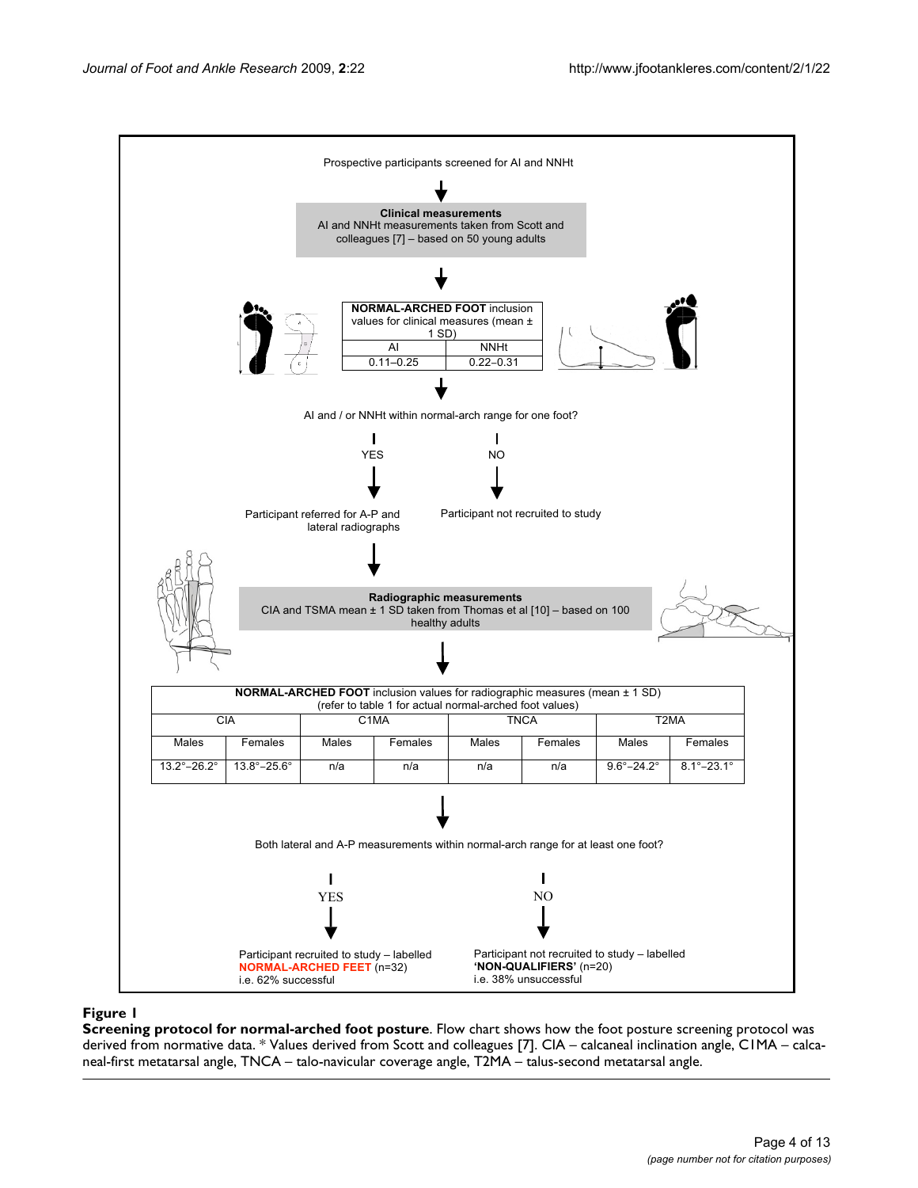Prospective participants screened for AI and NNHt

↓

**Clinical measurements**
AI and NNHt measurements taken from Scott and colleagues [7] – based on 50 young adults

↓

| **NORMAL-ARCHED FOOT** inclusion values for clinical measures (mean ± 1 SD) | |
| --- | --- |
| AI | NNHt |
| 0.11–0.25 | 0.22–0.31 |

↓

AI and / or NNHt within normal-arch range for one foot?

- YES → Participant referred for A-P and lateral radiographs
- NO → Participant not recruited to study

↓

**Radiographic measurements**
CIA and TSMA mean ± 1 SD taken from Thomas et al [10] – based on 100 healthy adults

↓

| **NORMAL-ARCHED FOOT** inclusion values for radiographic measures (mean ± 1 SD) (refer to table 1 for actual normal-arched foot values) | | | | | | | |
| --- | --- | --- | --- | --- | --- | --- | --- |
| CIA | | C1MA | | TNCA | | T2MA | |
| Males | Females | Males | Females | Males | Females | Males | Females |
| 13.2°–26.2° | 13.8°–25.6° | n/a | n/a | n/a | n/a | 9.6°–24.2° | 8.1°–23.1° |

↓

Both lateral and A-P measurements within normal-arch range for at least one foot?

- YES → Participant recruited to study – labelled **NORMAL-ARCHED FEET** (n=32) i.e. 62% successful
- NO → Participant not recruited to study – labelled **'NON-QUALIFIERS'** (n=20) i.e. 38% unsuccessful

**Figure 1**
**Screening protocol for normal-arched foot posture**. Flow chart shows how the foot posture screening protocol was derived from normative data. * Values derived from Scott and colleagues [7]. CIA – calcaneal inclination angle, C1MA – calcaneal-first metatarsal angle, TNCA – talo-navicular coverage angle, T2MA – talus-second metatarsal angle.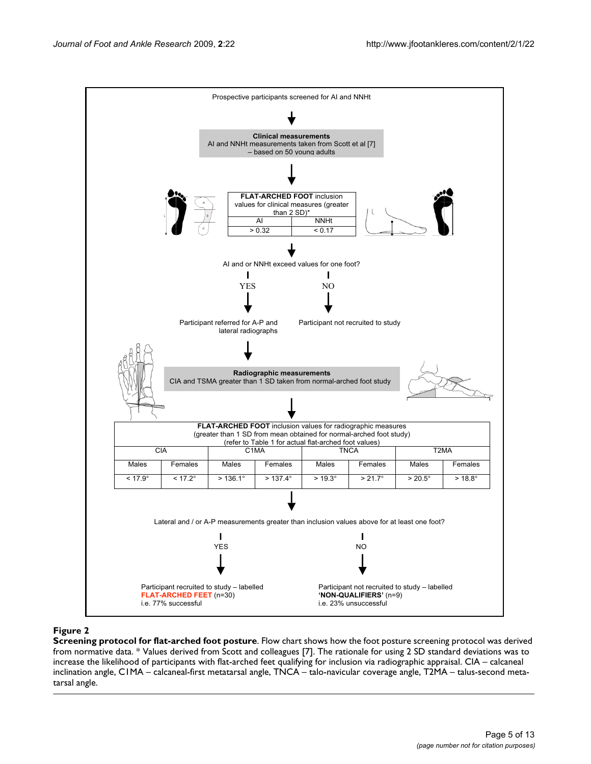Prospective participants screened for AI and NNHt

**Clinical measurements**
AI and NNHt measurements taken from Scott et al [7] – based on 50 young adults

| **FLAT-ARCHED FOOT** inclusion values for clinical measures (greater than 2 SD)* | |
|---|---|
| AI | NNHt |
| > 0.32 | < 0.17 |

AI and or NNHt exceed values for one foot?

YES → Participant referred for A-P and lateral radiographs

NO → Participant not recruited to study

**Radiographic measurements**
CIA and TSMA greater than 1 SD taken from normal-arched foot study

| **FLAT-ARCHED FOOT** inclusion values for radiographic measures (greater than 1 SD from mean obtained for normal-arched foot study) (refer to Table 1 for actual flat-arched foot values) | | | | | | | |
|---|---|---|---|---|---|---|---|
| CIA | | C1MA | | TNCA | | T2MA | |
| Males | Females | Males | Females | Males | Females | Males | Females |
| < 17.9° | < 17.2° | > 136.1° | > 137.4° | > 19.3° | > 21.7° | > 20.5° | > 18.8° |

Lateral and / or A-P measurements greater than inclusion values above for at least one foot?

YES → Participant recruited to study – labelled **FLAT-ARCHED FEET** (n=30) i.e. 77% successful

NO → Participant not recruited to study – labelled **'NON-QUALIFIERS'** (n=9) i.e. 23% unsuccessful

**Figure 2**

**Screening protocol for flat-arched foot posture**. Flow chart shows how the foot posture screening protocol was derived from normative data. * Values derived from Scott and colleagues [7]. The rationale for using 2 SD standard deviations was to increase the likelihood of participants with flat-arched feet qualifying for inclusion via radiographic appraisal. CIA – calcaneal inclination angle, C1MA – calcaneal-first metatarsal angle, TNCA – talo-navicular coverage angle, T2MA – talus-second metatarsal angle.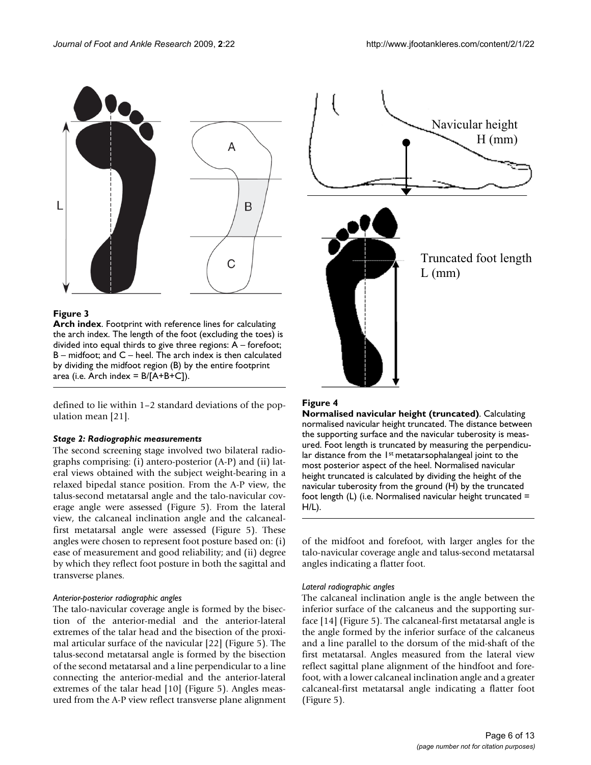**Figure 3**

**Arch index**. Footprint with reference lines for calculating the arch index. The length of the foot (excluding the toes) is divided into equal thirds to give three regions: A – forefoot; B – midfoot; and C – heel. The arch index is then calculated by dividing the midfoot region (B) by the entire footprint area (i.e. Arch index = B/[A+B+C]).

**Figure 4**

**Normalised navicular height (truncated)**. Calculating normalised navicular height truncated. The distance between the supporting surface and the navicular tuberosity is measured. Foot length is truncated by measuring the perpendicular distance from the 1st metatarsophalangeal joint to the most posterior aspect of the heel. Normalised navicular height truncated is calculated by dividing the height of the navicular tuberosity from the ground (H) by the truncated foot length (L) (i.e. Normalised navicular height truncated = H/L).

defined to lie within 1–2 standard deviations of the population mean [21].

### *Stage 2: Radiographic measurements*

The second screening stage involved two bilateral radiographs comprising: (i) antero-posterior (A-P) and (ii) lateral views obtained with the subject weight-bearing in a relaxed bipedal stance position. From the A-P view, the talus-second metatarsal angle and the talo-navicular coverage angle were assessed (Figure 5). From the lateral view, the calcaneal inclination angle and the calcaneal-first metatarsal angle were assessed (Figure 5). These angles were chosen to represent foot posture based on: (i) ease of measurement and good reliability; and (ii) degree by which they reflect foot posture in both the sagittal and transverse planes.

#### *Anterior-posterior radiographic angles*

The talo-navicular coverage angle is formed by the bisection of the anterior-medial and the anterior-lateral extremes of the talar head and the bisection of the proximal articular surface of the navicular [22] (Figure 5). The talus-second metatarsal angle is formed by the bisection of the second metatarsal and a line perpendicular to a line connecting the anterior-medial and the anterior-lateral extremes of the talar head [10] (Figure 5). Angles measured from the A-P view reflect transverse plane alignment of the midfoot and forefoot, with larger angles for the talo-navicular coverage angle and talus-second metatarsal angles indicating a flatter foot.

#### *Lateral radiographic angles*

The calcaneal inclination angle is the angle between the inferior surface of the calcaneus and the supporting surface [14] (Figure 5). The calcaneal-first metatarsal angle is the angle formed by the inferior surface of the calcaneus and a line parallel to the dorsum of the mid-shaft of the first metatarsal. Angles measured from the lateral view reflect sagittal plane alignment of the hindfoot and forefoot, with a lower calcaneal inclination angle and a greater calcaneal-first metatarsal angle indicating a flatter foot (Figure 5).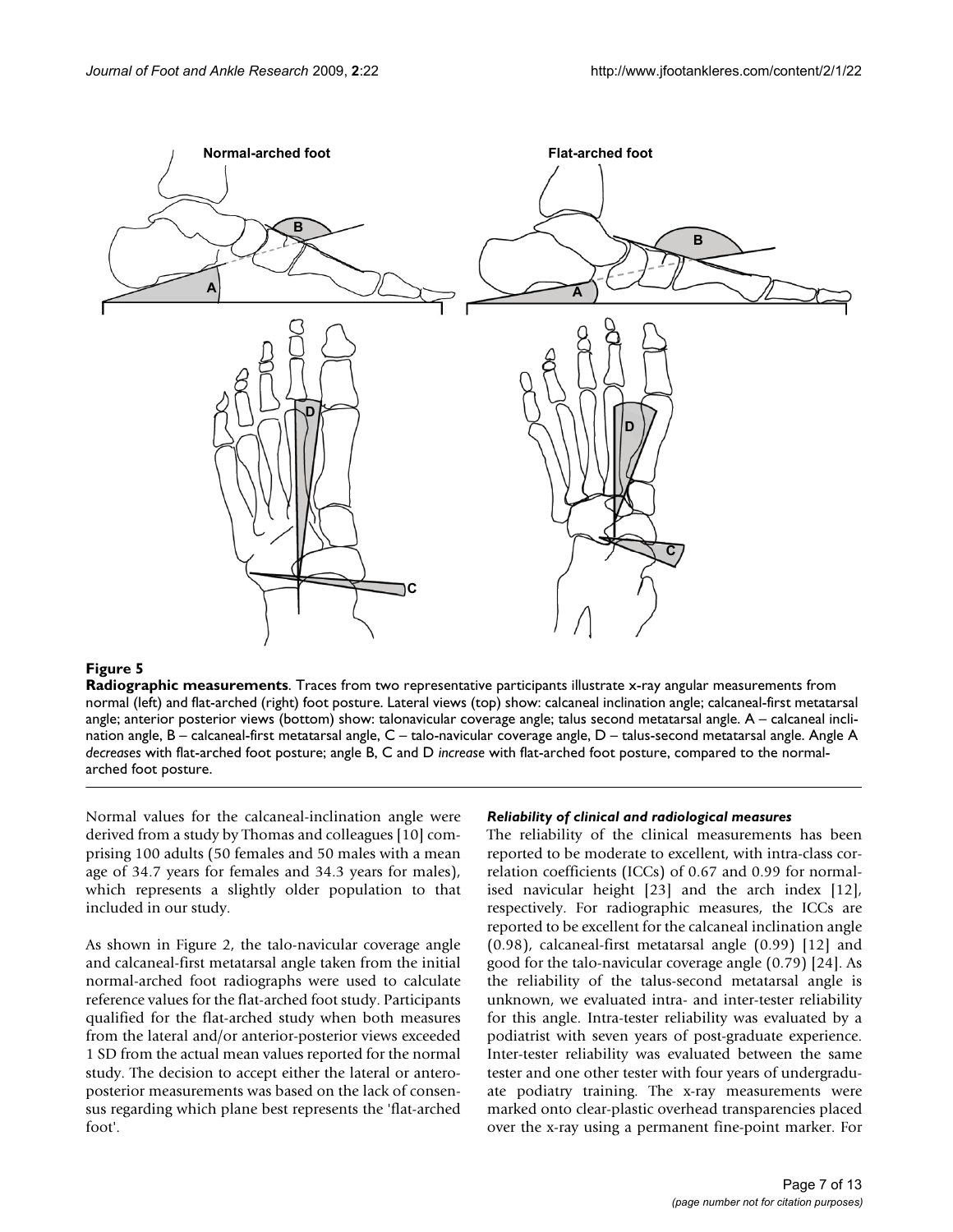**Figure 5**

**Radiographic measurements**. Traces from two representative participants illustrate x-ray angular measurements from normal (left) and flat-arched (right) foot posture. Lateral views (top) show: calcaneal inclination angle; calcaneal-first metatarsal angle; anterior posterior views (bottom) show: talonavicular coverage angle; talus second metatarsal angle. A – calcaneal inclination angle, B – calcaneal-first metatarsal angle, C – talo-navicular coverage angle, D – talus-second metatarsal angle. Angle A *decreases* with flat-arched foot posture; angle B, C and D *increase* with flat-arched foot posture, compared to the normal-arched foot posture.

Normal values for the calcaneal-inclination angle were derived from a study by Thomas and colleagues [10] comprising 100 adults (50 females and 50 males with a mean age of 34.7 years for females and 34.3 years for males), which represents a slightly older population to that included in our study.

As shown in Figure 2, the talo-navicular coverage angle and calcaneal-first metatarsal angle taken from the initial normal-arched foot radiographs were used to calculate reference values for the flat-arched foot study. Participants qualified for the flat-arched study when both measures from the lateral and/or anterior-posterior views exceeded 1 SD from the actual mean values reported for the normal study. The decision to accept either the lateral or antero-posterior measurements was based on the lack of consensus regarding which plane best represents the 'flat-arched foot'.

#### *Reliability of clinical and radiological measures*

The reliability of the clinical measurements has been reported to be moderate to excellent, with intra-class correlation coefficients (ICCs) of 0.67 and 0.99 for normalised navicular height [23] and the arch index [12], respectively. For radiographic measures, the ICCs are reported to be excellent for the calcaneal inclination angle (0.98), calcaneal-first metatarsal angle (0.99) [12] and good for the talo-navicular coverage angle (0.79) [24]. As the reliability of the talus-second metatarsal angle is unknown, we evaluated intra- and inter-tester reliability for this angle. Intra-tester reliability was evaluated by a podiatrist with seven years of post-graduate experience. Inter-tester reliability was evaluated between the same tester and one other tester with four years of undergraduate podiatry training. The x-ray measurements were marked onto clear-plastic overhead transparencies placed over the x-ray using a permanent fine-point marker. For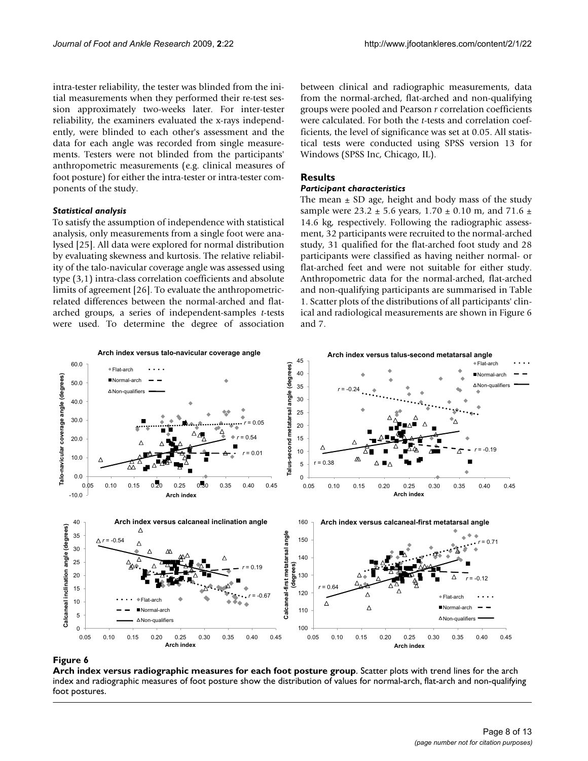intra-tester reliability, the tester was blinded from the initial measurements when they performed their re-test session approximately two-weeks later. For inter-tester reliability, the examiners evaluated the x-rays independently, were blinded to each other's assessment and the data for each angle was recorded from single measurements. Testers were not blinded from the participants' anthropometric measurements (e.g. clinical measures of foot posture) for either the intra-tester or intra-tester components of the study.

### *Statistical analysis*

To satisfy the assumption of independence with statistical analysis, only measurements from a single foot were analysed [25]. All data were explored for normal distribution by evaluating skewness and kurtosis. The relative reliability of the talo-navicular coverage angle was assessed using type (3,1) intra-class correlation coefficients and absolute limits of agreement [26]. To evaluate the anthropometric-related differences between the normal-arched and flat-arched groups, a series of independent-samples *t*-tests were used. To determine the degree of association between clinical and radiographic measurements, data from the normal-arched, flat-arched and non-qualifying groups were pooled and Pearson *r* correlation coefficients were calculated. For both the *t*-tests and correlation coefficients, the level of significance was set at 0.05. All statistical tests were conducted using SPSS version 13 for Windows (SPSS Inc, Chicago, IL).

## Results

### *Participant characteristics*

The mean ± SD age, height and body mass of the study sample were 23.2 ± 5.6 years, 1.70 ± 0.10 m, and 71.6 ± 14.6 kg, respectively. Following the radiographic assessment, 32 participants were recruited to the normal-arched study, 31 qualified for the flat-arched foot study and 28 participants were classified as having neither normal- or flat-arched feet and were not suitable for either study. Anthropometric data for the normal-arched, flat-arched and non-qualifying participants are summarised in Table 1. Scatter plots of the distributions of all participants' clinical and radiological measurements are shown in Figure 6 and 7.

**Figure 6**

**Arch index versus radiographic measures for each foot posture group**. Scatter plots with trend lines for the arch index and radiographic measures of foot posture show the distribution of values for normal-arch, flat-arch and non-qualifying foot postures.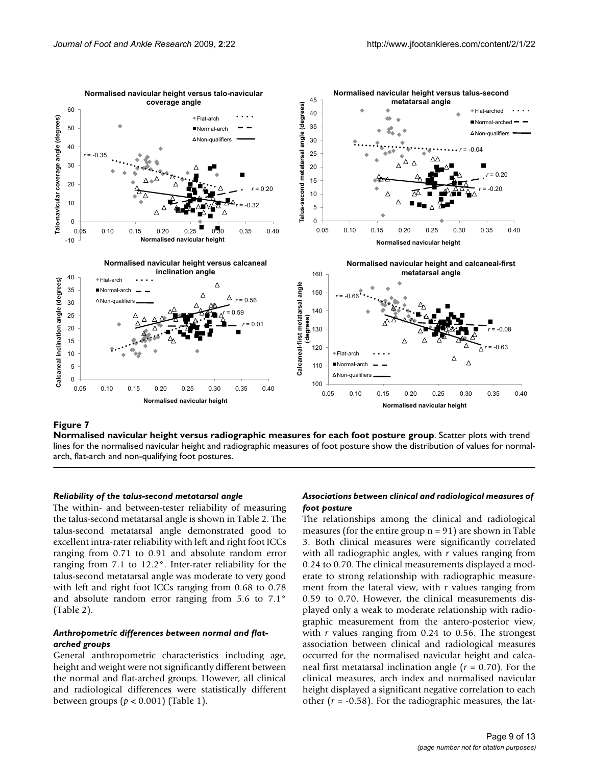**Figure 7**

**Normalised navicular height versus radiographic measures for each foot posture group**. Scatter plots with trend lines for the normalised navicular height and radiographic measures of foot posture show the distribution of values for normal-arch, flat-arch and non-qualifying foot postures.

### *Reliability of the talus-second metatarsal angle*

The within- and between-tester reliability of measuring the talus-second metatarsal angle is shown in Table 2. The talus-second metatarsal angle demonstrated good to excellent intra-rater reliability with left and right foot ICCs ranging from 0.71 to 0.91 and absolute random error ranging from 7.1 to 12.2°. Inter-rater reliability for the talus-second metatarsal angle was moderate to very good with left and right foot ICCs ranging from 0.68 to 0.78 and absolute random error ranging from 5.6 to 7.1° (Table 2).

### *Anthropometric differences between normal and flat-arched groups*

General anthropometric characteristics including age, height and weight were not significantly different between the normal and flat-arched groups. However, all clinical and radiological differences were statistically different between groups ($p < 0.001$) (Table 1).

### *Associations between clinical and radiological measures of foot posture*

The relationships among the clinical and radiological measures (for the entire group n = 91) are shown in Table 3. Both clinical measures were significantly correlated with all radiographic angles, with *r* values ranging from 0.24 to 0.70. The clinical measurements displayed a moderate to strong relationship with radiographic measurement from the lateral view, with *r* values ranging from 0.59 to 0.70. However, the clinical measurements displayed only a weak to moderate relationship with radiographic measurement from the antero-posterior view, with *r* values ranging from 0.24 to 0.56. The strongest association between clinical and radiological measures occurred for the normalised navicular height and calcaneal first metatarsal inclination angle ($r = 0.70$). For the clinical measures, arch index and normalised navicular height displayed a significant negative correlation to each other ($r = -0.58$). For the radiographic measures, the lat-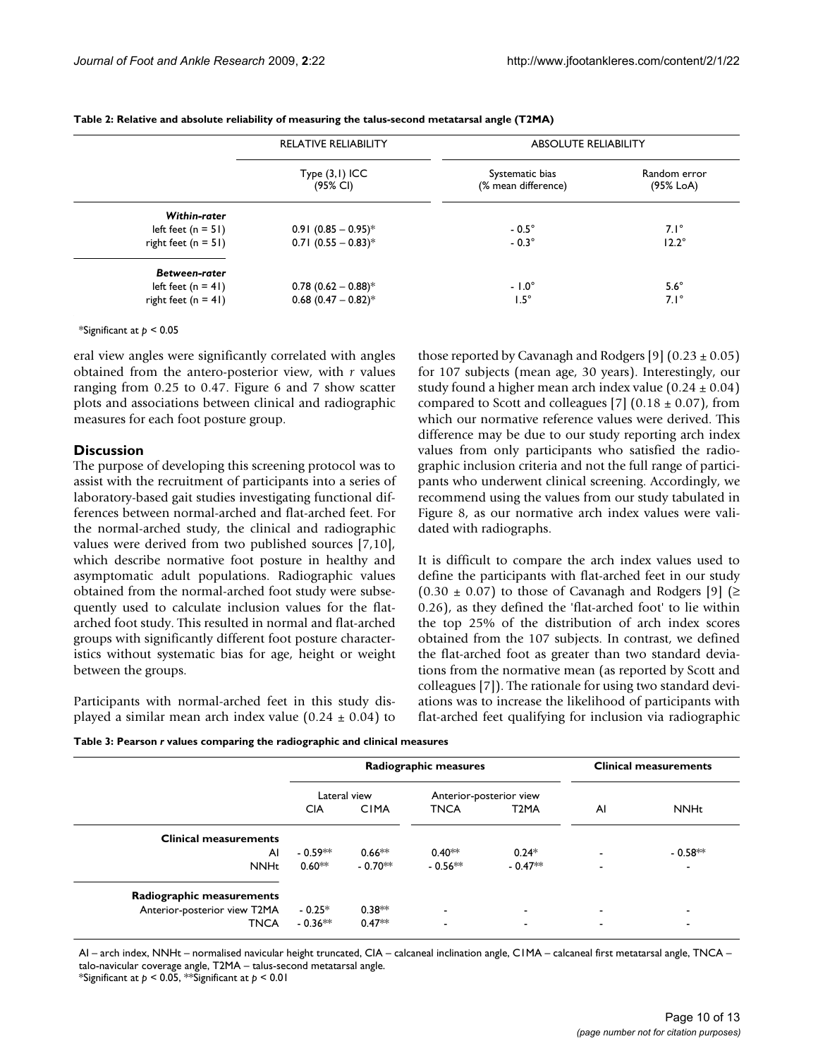**Table 2: Relative and absolute reliability of measuring the talus-second metatarsal angle (T2MA)**

| | RELATIVE RELIABILITY | ABSOLUTE RELIABILITY | |
|---|---|---|---|
| | Type (3,1) ICC (95% CI) | Systematic bias (% mean difference) | Random error (95% LoA) |
| ***Within-rater*** | | | |
| left feet (n = 51) | 0.91 (0.85 – 0.95)* | - 0.5° | 7.1° |
| right feet (n = 51) | 0.71 (0.55 – 0.83)* | - 0.3° | 12.2° |
| ***Between-rater*** | | | |
| left feet (n = 41) | 0.78 (0.62 – 0.88)* | - 1.0° | 5.6° |
| right feet (n = 41) | 0.68 (0.47 – 0.82)* | 1.5° | 7.1° |

*Significant at $p < 0.05$

eral view angles were significantly correlated with angles obtained from the antero-posterior view, with *r* values ranging from 0.25 to 0.47. Figure 6 and 7 show scatter plots and associations between clinical and radiographic measures for each foot posture group.

## Discussion

The purpose of developing this screening protocol was to assist with the recruitment of participants into a series of laboratory-based gait studies investigating functional differences between normal-arched and flat-arched feet. For the normal-arched study, the clinical and radiographic values were derived from two published sources [7,10], which describe normative foot posture in healthy and asymptomatic adult populations. Radiographic values obtained from the normal-arched foot study were subsequently used to calculate inclusion values for the flat-arched foot study. This resulted in normal and flat-arched groups with significantly different foot posture characteristics without systematic bias for age, height or weight between the groups.

Participants with normal-arched feet in this study displayed a similar mean arch index value (0.24 ± 0.04) to those reported by Cavanagh and Rodgers [9] (0.23 ± 0.05) for 107 subjects (mean age, 30 years). Interestingly, our study found a higher mean arch index value (0.24 ± 0.04) compared to Scott and colleagues [7] (0.18 ± 0.07), from which our normative reference values were derived. This difference may be due to our study reporting arch index values from only participants who satisfied the radiographic inclusion criteria and not the full range of participants who underwent clinical screening. Accordingly, we recommend using the values from our study tabulated in Figure 8, as our normative arch index values were validated with radiographs.

It is difficult to compare the arch index values used to define the participants with flat-arched feet in our study (0.30 ± 0.07) to those of Cavanagh and Rodgers [9] (≥ 0.26), as they defined the 'flat-arched foot' to lie within the top 25% of the distribution of arch index scores obtained from the 107 subjects. In contrast, we defined the flat-arched foot as greater than two standard deviations from the normative mean (as reported by Scott and colleagues [7]). The rationale for using two standard deviations was to increase the likelihood of participants with flat-arched feet qualifying for inclusion via radiographic

**Table 3: Pearson *r* values comparing the radiographic and clinical measures**

| | **Radiographic measures** | | | | **Clinical measurements** | |
|---|---|---|---|---|---|---|
| | Lateral view | | Anterior-posterior view | | | |
| | CIA | C1MA | TNCA | T2MA | AI | NNHt |
| **Clinical measurements** | | | | | | |
| AI | - 0.59** | 0.66** | 0.40** | 0.24* | - | - 0.58** |
| NNHt | 0.60** | - 0.70** | - 0.56** | - 0.47** | - | - |
| **Radiographic measurements** | | | | | | |
| Anterior-posterior view T2MA | - 0.25* | 0.38** | - | - | - | - |
| TNCA | - 0.36** | 0.47** | - | - | - | - |

AI – arch index, NNHt – normalised navicular height truncated, CIA – calcaneal inclination angle, C1MA – calcaneal first metatarsal angle, TNCA – talo-navicular coverage angle, T2MA – talus-second metatarsal angle.
*Significant at $p < 0.05$, **Significant at $p < 0.01$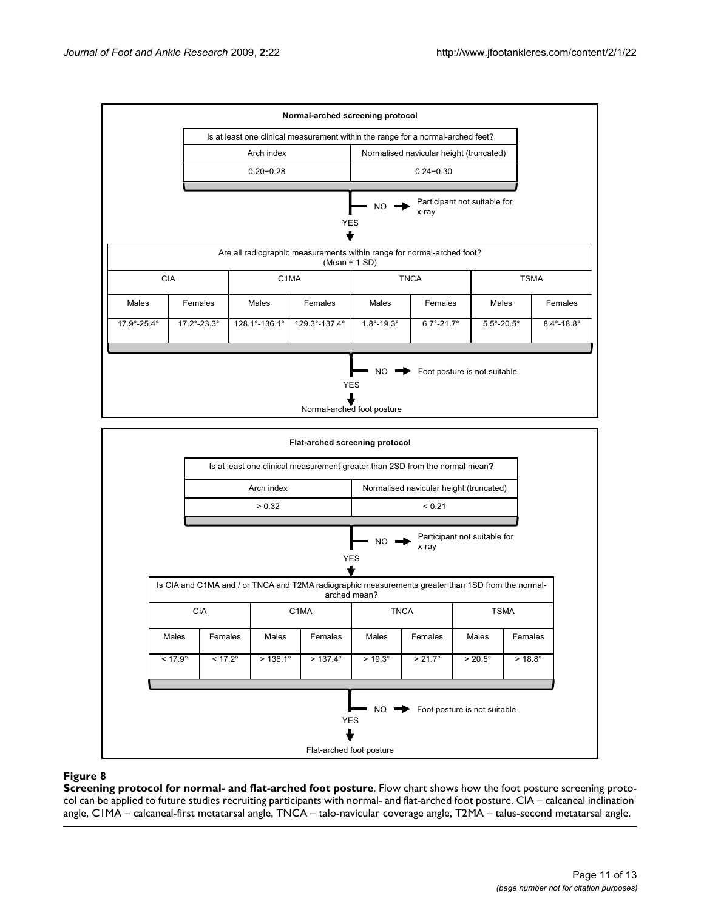**Normal-arched screening protocol**

Is at least one clinical measurement within the range for a normal-arched feet?

| Arch index | Normalised navicular height (truncated) |
| --- | --- |
| 0.20–0.28 | 0.24–0.30 |

NO → Participant not suitable for x-ray

YES ↓

Are all radiographic measurements within range for normal-arched foot? (Mean ± 1 SD)

| CIA | | C1MA | | TNCA | | TSMA | |
| --- | --- | --- | --- | --- | --- | --- | --- |
| Males | Females | Males | Females | Males | Females | Males | Females |
| 17.9°-25.4° | 17.2°-23.3° | 128.1°-136.1° | 129.3°-137.4° | 1.8°-19.3° | 6.7°-21.7° | 5.5°-20.5° | 8.4°-18.8° |

NO → Foot posture is not suitable

YES ↓

Normal-arched foot posture

**Flat-arched screening protocol**

Is at least one clinical measurement greater than 2SD from the normal mean?

| Arch index | Normalised navicular height (truncated) |
| --- | --- |
| > 0.32 | < 0.21 |

NO → Participant not suitable for x-ray

YES ↓

Is CIA and C1MA and / or TNCA and T2MA radiographic measurements greater than 1SD from the normal-arched mean?

| CIA | | C1MA | | TNCA | | TSMA | |
| --- | --- | --- | --- | --- | --- | --- | --- |
| Males | Females | Males | Females | Males | Females | Males | Females |
| < 17.9° | < 17.2° | > 136.1° | > 137.4° | > 19.3° | > 21.7° | > 20.5° | > 18.8° |

NO → Foot posture is not suitable

YES ↓

Flat-arched foot posture

**Figure 8**

**Screening protocol for normal- and flat-arched foot posture**. Flow chart shows how the foot posture screening protocol can be applied to future studies recruiting participants with normal- and flat-arched foot posture. CIA – calcaneal inclination angle, C1MA – calcaneal-first metatarsal angle, TNCA – talo-navicular coverage angle, T2MA – talus-second metatarsal angle.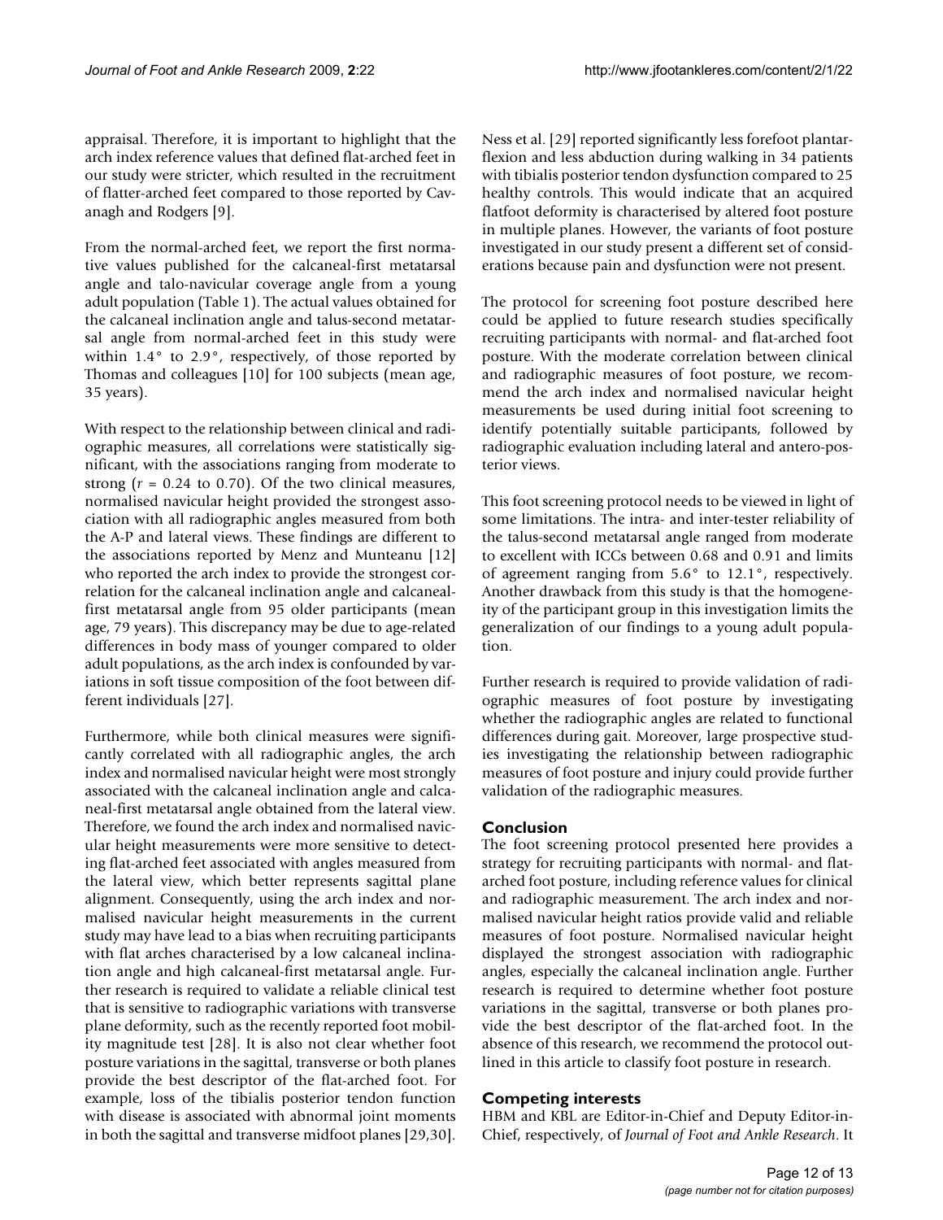appraisal. Therefore, it is important to highlight that the arch index reference values that defined flat-arched feet in our study were stricter, which resulted in the recruitment of flatter-arched feet compared to those reported by Cavanagh and Rodgers [9].

From the normal-arched feet, we report the first normative values published for the calcaneal-first metatarsal angle and talo-navicular coverage angle from a young adult population (Table 1). The actual values obtained for the calcaneal inclination angle and talus-second metatarsal angle from normal-arched feet in this study were within 1.4° to 2.9°, respectively, of those reported by Thomas and colleagues [10] for 100 subjects (mean age, 35 years).

With respect to the relationship between clinical and radiographic measures, all correlations were statistically significant, with the associations ranging from moderate to strong ($r$ = 0.24 to 0.70). Of the two clinical measures, normalised navicular height provided the strongest association with all radiographic angles measured from both the A-P and lateral views. These findings are different to the associations reported by Menz and Munteanu [12] who reported the arch index to provide the strongest correlation for the calcaneal inclination angle and calcaneal-first metatarsal angle from 95 older participants (mean age, 79 years). This discrepancy may be due to age-related differences in body mass of younger compared to older adult populations, as the arch index is confounded by variations in soft tissue composition of the foot between different individuals [27].

Furthermore, while both clinical measures were significantly correlated with all radiographic angles, the arch index and normalised navicular height were most strongly associated with the calcaneal inclination angle and calcaneal-first metatarsal angle obtained from the lateral view. Therefore, we found the arch index and normalised navicular height measurements were more sensitive to detecting flat-arched feet associated with angles measured from the lateral view, which better represents sagittal plane alignment. Consequently, using the arch index and normalised navicular height measurements in the current study may have lead to a bias when recruiting participants with flat arches characterised by a low calcaneal inclination angle and high calcaneal-first metatarsal angle. Further research is required to validate a reliable clinical test that is sensitive to radiographic variations with transverse plane deformity, such as the recently reported foot mobility magnitude test [28]. It is also not clear whether foot posture variations in the sagittal, transverse or both planes provide the best descriptor of the flat-arched foot. For example, loss of the tibialis posterior tendon function with disease is associated with abnormal joint moments in both the sagittal and transverse midfoot planes [29,30]. Ness et al. [29] reported significantly less forefoot plantarflexion and less abduction during walking in 34 patients with tibialis posterior tendon dysfunction compared to 25 healthy controls. This would indicate that an acquired flatfoot deformity is characterised by altered foot posture in multiple planes. However, the variants of foot posture investigated in our study present a different set of considerations because pain and dysfunction were not present.

The protocol for screening foot posture described here could be applied to future research studies specifically recruiting participants with normal- and flat-arched foot posture. With the moderate correlation between clinical and radiographic measures of foot posture, we recommend the arch index and normalised navicular height measurements be used during initial foot screening to identify potentially suitable participants, followed by radiographic evaluation including lateral and antero-posterior views.

This foot screening protocol needs to be viewed in light of some limitations. The intra- and inter-tester reliability of the talus-second metatarsal angle ranged from moderate to excellent with ICCs between 0.68 and 0.91 and limits of agreement ranging from 5.6° to 12.1°, respectively. Another drawback from this study is that the homogeneity of the participant group in this investigation limits the generalization of our findings to a young adult population.

Further research is required to provide validation of radiographic measures of foot posture by investigating whether the radiographic angles are related to functional differences during gait. Moreover, large prospective studies investigating the relationship between radiographic measures of foot posture and injury could provide further validation of the radiographic measures.

## Conclusion

The foot screening protocol presented here provides a strategy for recruiting participants with normal- and flat-arched foot posture, including reference values for clinical and radiographic measurement. The arch index and normalised navicular height ratios provide valid and reliable measures of foot posture. Normalised navicular height displayed the strongest association with radiographic angles, especially the calcaneal inclination angle. Further research is required to determine whether foot posture variations in the sagittal, transverse or both planes provide the best descriptor of the flat-arched foot. In the absence of this research, we recommend the protocol outlined in this article to classify foot posture in research.

## Competing interests

HBM and KBL are Editor-in-Chief and Deputy Editor-in-Chief, respectively, of *Journal of Foot and Ankle Research*. It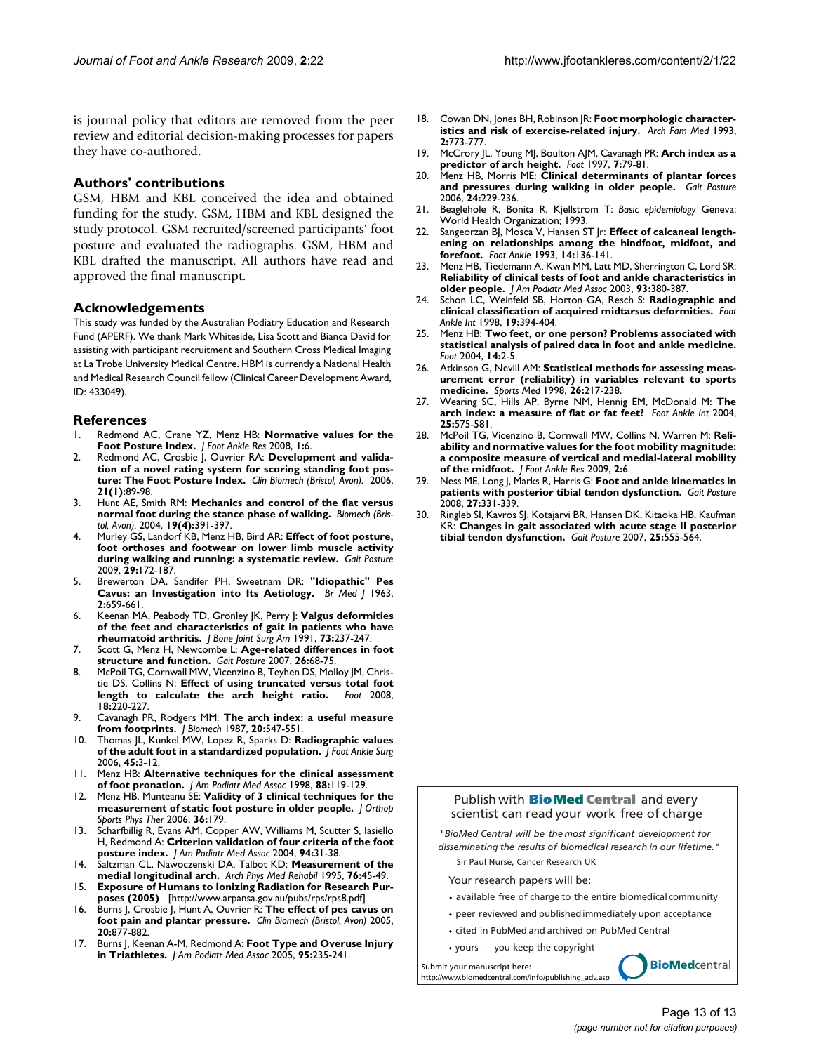is journal policy that editors are removed from the peer review and editorial decision-making processes for papers they have co-authored.

## Authors' contributions

GSM, HBM and KBL conceived the idea and obtained funding for the study. GSM, HBM and KBL designed the study protocol. GSM recruited/screened participants' foot posture and evaluated the radiographs. GSM, HBM and KBL drafted the manuscript. All authors have read and approved the final manuscript.

## Acknowledgements

This study was funded by the Australian Podiatry Education and Research Fund (APERF). We thank Mark Whiteside, Lisa Scott and Bianca David for assisting with participant recruitment and Southern Cross Medical Imaging at La Trobe University Medical Centre. HBM is currently a National Health and Medical Research Council fellow (Clinical Career Development Award, ID: 433049).

## References

1. Redmond AC, Crane YZ, Menz HB: **Normative values for the Foot Posture Index.** *J Foot Ankle Res* 2008, **1**:6.
2. Redmond AC, Crosbie J, Ouvrier RA: **Development and validation of a novel rating system for scoring standing foot posture: The Foot Posture Index.** *Clin Biomech (Bristol, Avon).* 2006, **21(1)**:89-98.
3. Hunt AE, Smith RM: **Mechanics and control of the flat versus normal foot during the stance phase of walking.** *Biomech (Bristol, Avon).* 2004, **19(4)**:391-397.
4. Murley GS, Landorf KB, Menz HB, Bird AR: **Effect of foot posture, foot orthoses and footwear on lower limb muscle activity during walking and running: a systematic review.** *Gait Posture* 2009, **29**:172-187.
5. Brewerton DA, Sandifer PH, Sweetnam DR: **"Idiopathic" Pes Cavus: an Investigation into Its Aetiology.** *Br Med J* 1963, **2**:659-661.
6. Keenan MA, Peabody TD, Gronley JK, Perry J: **Valgus deformities of the feet and characteristics of gait in patients who have rheumatoid arthritis.** *J Bone Joint Surg Am* 1991, **73**:237-247.
7. Scott G, Menz H, Newcombe L: **Age-related differences in foot structure and function.** *Gait Posture* 2007, **26**:68-75.
8. McPoil TG, Cornwall MW, Vicenzino B, Teyhen DS, Molloy JM, Christie DS, Collins N: **Effect of using truncated versus total foot length to calculate the arch height ratio.** *Foot* 2008, **18**:220-227.
9. Cavanagh PR, Rodgers MM: **The arch index: a useful measure from footprints.** *J Biomech* 1987, **20**:547-551.
10. Thomas JL, Kunkel MW, Lopez R, Sparks D: **Radiographic values of the adult foot in a standardized population.** *J Foot Ankle Surg* 2006, **45**:3-12.
11. Menz HB: **Alternative techniques for the clinical assessment of foot pronation.** *J Am Podiatr Med Assoc* 1998, **88**:119-129.
12. Menz HB, Munteanu SE: **Validity of 3 clinical techniques for the measurement of static foot posture in older people.** *J Orthop Sports Phys Ther* 2006, **36**:179.
13. Scharfbillig R, Evans AM, Copper AW, Williams M, Scutter S, Iasiello H, Redmond A: **Criterion validation of four criteria of the foot posture index.** *J Am Podiatr Med Assoc* 2004, **94**:31-38.
14. Saltzman CL, Nawoczenski DA, Talbot KD: **Measurement of the medial longitudinal arch.** *Arch Phys Med Rehabil* 1995, **76**:45-49.
15. **Exposure of Humans to Ionizing Radiation for Research Purposes (2005)** [http://www.arpansa.gov.au/pubs/rps/rps8.pdf]
16. Burns J, Crosbie J, Hunt A, Ouvrier R: **The effect of pes cavus on foot pain and plantar pressure.** *Clin Biomech (Bristol, Avon)* 2005, **20**:877-882.
17. Burns J, Keenan A-M, Redmond A: **Foot Type and Overuse Injury in Triathletes.** *J Am Podiatr Med Assoc* 2005, **95**:235-241.
18. Cowan DN, Jones BH, Robinson JR: **Foot morphologic characteristics and risk of exercise-related injury.** *Arch Fam Med* 1993, **2**:773-777.
19. McCrory JL, Young MJ, Boulton AJM, Cavanagh PR: **Arch index as a predictor of arch height.** *Foot* 1997, **7**:79-81.
20. Menz HB, Morris ME: **Clinical determinants of plantar forces and pressures during walking in older people.** *Gait Posture* 2006, **24**:229-236.
21. Beaglehole R, Bonita R, Kjellstrom T: *Basic epidemiology* Geneva: World Health Organization; 1993.
22. Sangeorzan BJ, Mosca V, Hansen ST Jr: **Effect of calcaneal lengthening on relationships among the hindfoot, midfoot, and forefoot.** *Foot Ankle* 1993, **14**:136-141.
23. Menz HB, Tiedemann A, Kwan MM, Latt MD, Sherrington C, Lord SR: **Reliability of clinical tests of foot and ankle characteristics in older people.** *J Am Podiatr Med Assoc* 2003, **93**:380-387.
24. Schon LC, Weinfeld SB, Horton GA, Resch S: **Radiographic and clinical classification of acquired midtarsus deformities.** *Foot Ankle Int* 1998, **19**:394-404.
25. Menz HB: **Two feet, or one person? Problems associated with statistical analysis of paired data in foot and ankle medicine.** *Foot* 2004, **14**:2-5.
26. Atkinson G, Nevill AM: **Statistical methods for assessing measurement error (reliability) in variables relevant to sports medicine.** *Sports Med* 1998, **26**:217-238.
27. Wearing SC, Hills AP, Byrne NM, Hennig EM, McDonald M: **The arch index: a measure of flat or fat feet?** *Foot Ankle Int* 2004, **25**:575-581.
28. McPoil TG, Vicenzino B, Cornwall MW, Collins N, Warren M: **Reliability and normative values for the foot mobility magnitude: a composite measure of vertical and medial-lateral mobility of the midfoot.** *J Foot Ankle Res* 2009, **2**:6.
29. Ness ME, Long J, Marks R, Harris G: **Foot and ankle kinematics in patients with posterior tibial tendon dysfunction.** *Gait Posture* 2008, **27**:331-339.
30. Ringleb SI, Kavros SJ, Kotajarvi BR, Hansen DK, Kitaoka HB, Kaufman KR: **Changes in gait associated with acute stage II posterior tibial tendon dysfunction.** *Gait Posture* 2007, **25**:555-564.

Publish with **BioMed Central** and every scientist can read your work free of charge

*"BioMed Central will be the most significant development for disseminating the results of biomedical research in our lifetime."*
Sir Paul Nurse, Cancer Research UK

Your research papers will be:

- available free of charge to the entire biomedical community
- peer reviewed and published immediately upon acceptance
- cited in PubMed and archived on PubMed Central
- yours — you keep the copyright

Submit your manuscript here:
http://www.biomedcentral.com/info/publishing_adv.asp

BioMedcentral